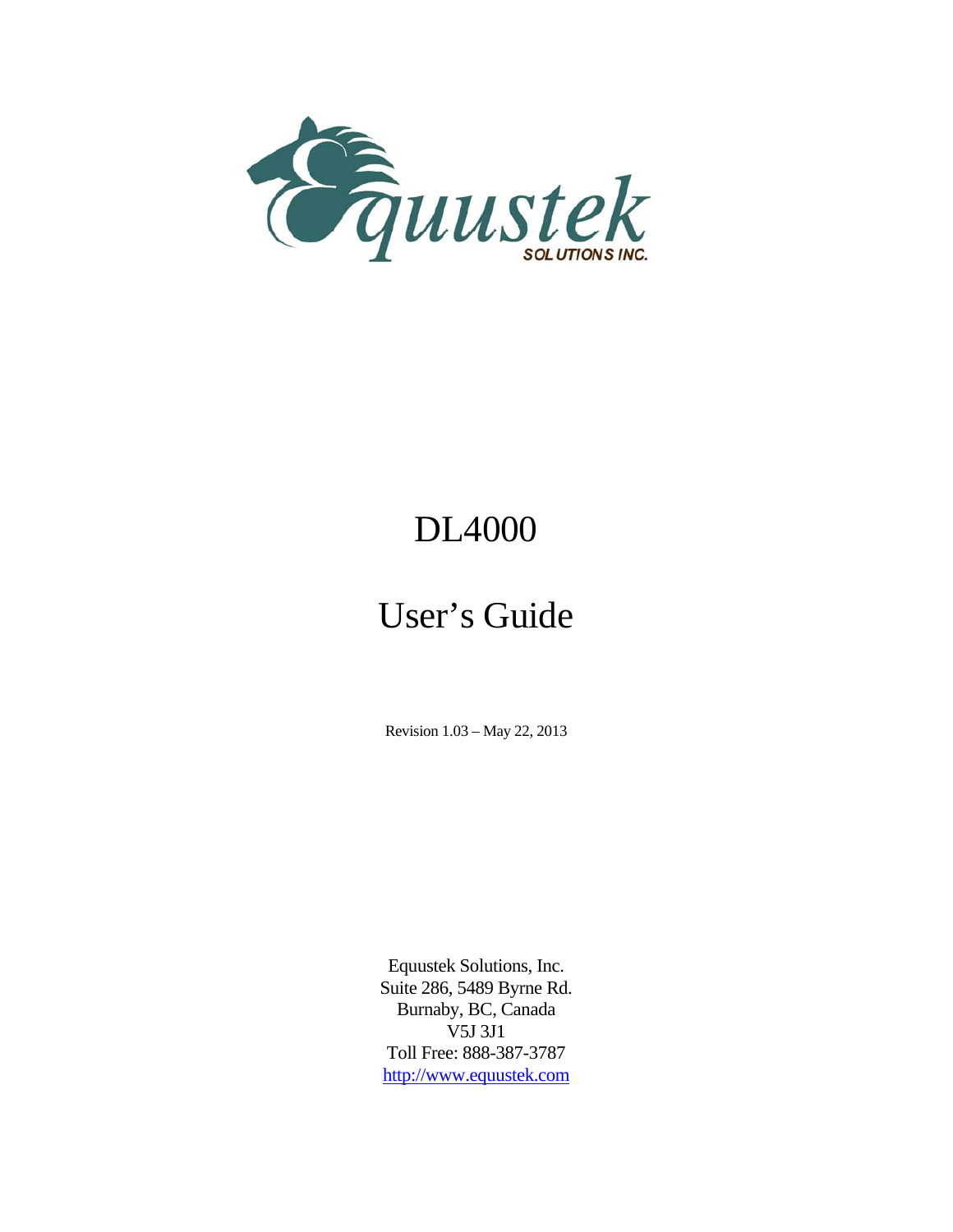# DL4000

# User's Guide

Revision 1.03 – May 22, 2013

Equustek Solutions, Inc.
Suite 286, 5489 Byrne Rd.
Burnaby, BC, Canada
V5J 3J1
Toll Free: 888-387-3787
http://www.equustek.com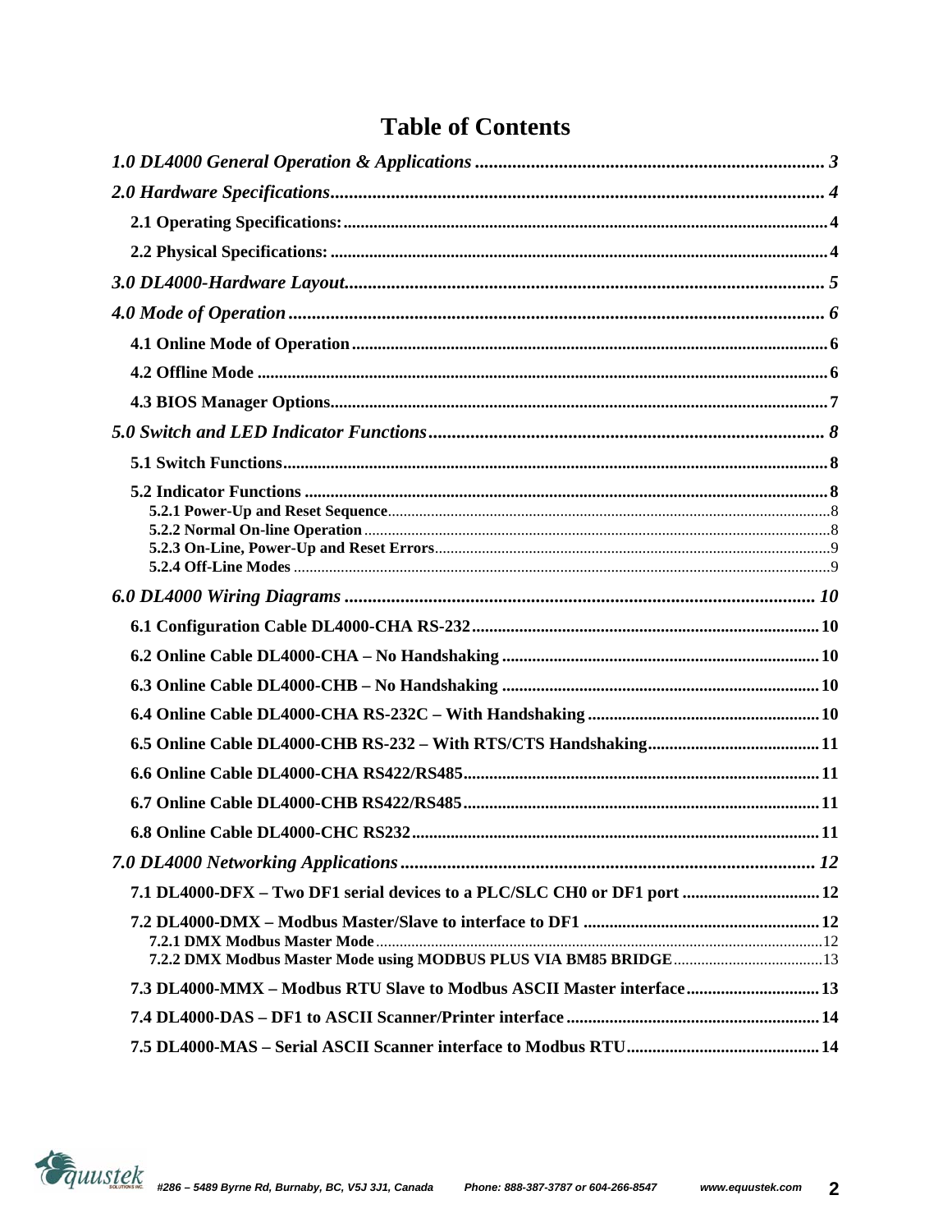# Table of Contents

*1.0 DL4000 General Operation & Applications* ........ 3

*2.0 Hardware Specifications* ........ 4

**2.1 Operating Specifications:** ........ 4

**2.2 Physical Specifications:** ........ 4

*3.0 DL4000-Hardware Layout* ........ 5

*4.0 Mode of Operation* ........ 6

**4.1 Online Mode of Operation** ........ 6

**4.2 Offline Mode** ........ 6

**4.3 BIOS Manager Options** ........ 7

*5.0 Switch and LED Indicator Functions* ........ 8

**5.1 Switch Functions** ........ 8

**5.2 Indicator Functions** ........ 8

**5.2.1 Power-Up and Reset Sequence** ........ 8

**5.2.2 Normal On-line Operation** ........ 8

**5.2.3 On-Line, Power-Up and Reset Errors** ........ 9

**5.2.4 Off-Line Modes** ........ 9

*6.0 DL4000 Wiring Diagrams* ........ 10

**6.1 Configuration Cable DL4000-CHA RS-232** ........ 10

**6.2 Online Cable DL4000-CHA – No Handshaking** ........ 10

**6.3 Online Cable DL4000-CHB – No Handshaking** ........ 10

**6.4 Online Cable DL4000-CHA RS-232C – With Handshaking** ........ 10

**6.5 Online Cable DL4000-CHB RS-232 – With RTS/CTS Handshaking** ........ 11

**6.6 Online Cable DL4000-CHA RS422/RS485** ........ 11

**6.7 Online Cable DL4000-CHB RS422/RS485** ........ 11

**6.8 Online Cable DL4000-CHC RS232** ........ 11

*7.0 DL4000 Networking Applications* ........ 12

**7.1 DL4000-DFX – Two DF1 serial devices to a PLC/SLC CH0 or DF1 port** ........ 12

**7.2 DL4000-DMX – Modbus Master/Slave to interface to DF1** ........ 12

**7.2.1 DMX Modbus Master Mode** ........ 12

**7.2.2 DMX Modbus Master Mode using MODBUS PLUS VIA BM85 BRIDGE** ........ 13

**7.3 DL4000-MMX – Modbus RTU Slave to Modbus ASCII Master interface** ........ 13

**7.4 DL4000-DAS – DF1 to ASCII Scanner/Printer interface** ........ 14

**7.5 DL4000-MAS – Serial ASCII Scanner interface to Modbus RTU** ........ 14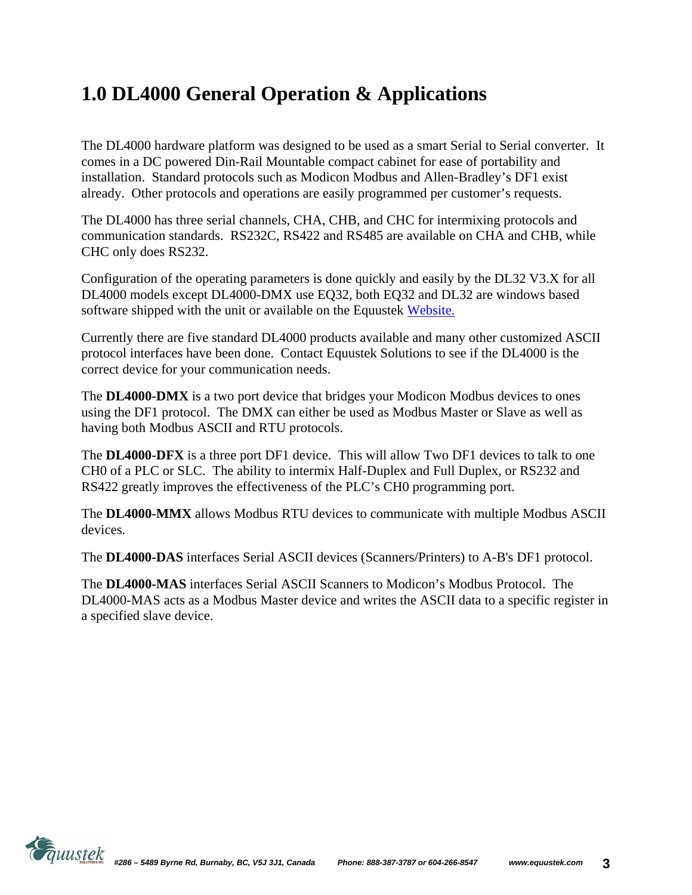# 1.0 DL4000 General Operation & Applications

The DL4000 hardware platform was designed to be used as a smart Serial to Serial converter. It comes in a DC powered Din-Rail Mountable compact cabinet for ease of portability and installation. Standard protocols such as Modicon Modbus and Allen-Bradley's DF1 exist already. Other protocols and operations are easily programmed per customer's requests.

The DL4000 has three serial channels, CHA, CHB, and CHC for intermixing protocols and communication standards. RS232C, RS422 and RS485 are available on CHA and CHB, while CHC only does RS232.

Configuration of the operating parameters is done quickly and easily by the DL32 V3.X for all DL4000 models except DL4000-DMX use EQ32, both EQ32 and DL32 are windows based software shipped with the unit or available on the Equustek Website.

Currently there are five standard DL4000 products available and many other customized ASCII protocol interfaces have been done. Contact Equustek Solutions to see if the DL4000 is the correct device for your communication needs.

The **DL4000-DMX** is a two port device that bridges your Modicon Modbus devices to ones using the DF1 protocol. The DMX can either be used as Modbus Master or Slave as well as having both Modbus ASCII and RTU protocols.

The **DL4000-DFX** is a three port DF1 device. This will allow Two DF1 devices to talk to one CH0 of a PLC or SLC. The ability to intermix Half-Duplex and Full Duplex, or RS232 and RS422 greatly improves the effectiveness of the PLC's CH0 programming port.

The **DL4000-MMX** allows Modbus RTU devices to communicate with multiple Modbus ASCII devices.

The **DL4000-DAS** interfaces Serial ASCII devices (Scanners/Printers) to A-B's DF1 protocol.

The **DL4000-MAS** interfaces Serial ASCII Scanners to Modicon's Modbus Protocol. The DL4000-MAS acts as a Modbus Master device and writes the ASCII data to a specific register in a specified slave device.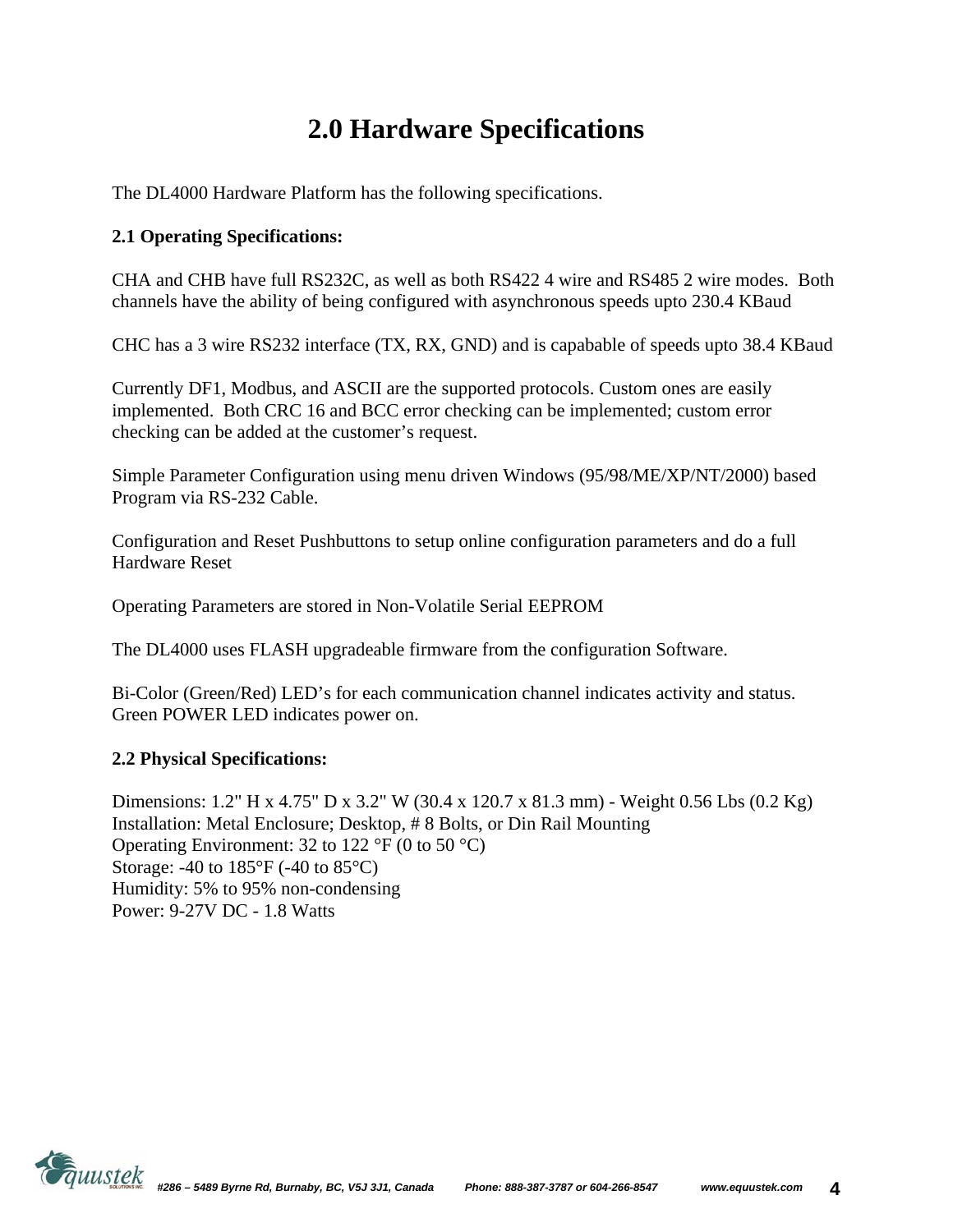# 2.0 Hardware Specifications

The DL4000 Hardware Platform has the following specifications.

### 2.1 Operating Specifications:

CHA and CHB have full RS232C, as well as both RS422 4 wire and RS485 2 wire modes. Both channels have the ability of being configured with asynchronous speeds upto 230.4 KBaud

CHC has a 3 wire RS232 interface (TX, RX, GND) and is capabable of speeds upto 38.4 KBaud

Currently DF1, Modbus, and ASCII are the supported protocols. Custom ones are easily implemented. Both CRC 16 and BCC error checking can be implemented; custom error checking can be added at the customer's request.

Simple Parameter Configuration using menu driven Windows (95/98/ME/XP/NT/2000) based Program via RS-232 Cable.

Configuration and Reset Pushbuttons to setup online configuration parameters and do a full Hardware Reset

Operating Parameters are stored in Non-Volatile Serial EEPROM

The DL4000 uses FLASH upgradeable firmware from the configuration Software.

Bi-Color (Green/Red) LED's for each communication channel indicates activity and status. Green POWER LED indicates power on.

### 2.2 Physical Specifications:

Dimensions: 1.2" H x 4.75" D x 3.2" W (30.4 x 120.7 x 81.3 mm) - Weight 0.56 Lbs (0.2 Kg)
Installation: Metal Enclosure; Desktop, # 8 Bolts, or Din Rail Mounting
Operating Environment: 32 to 122 °F (0 to 50 °C)
Storage: -40 to 185°F (-40 to 85°C)
Humidity: 5% to 95% non-condensing
Power: 9-27V DC - 1.8 Watts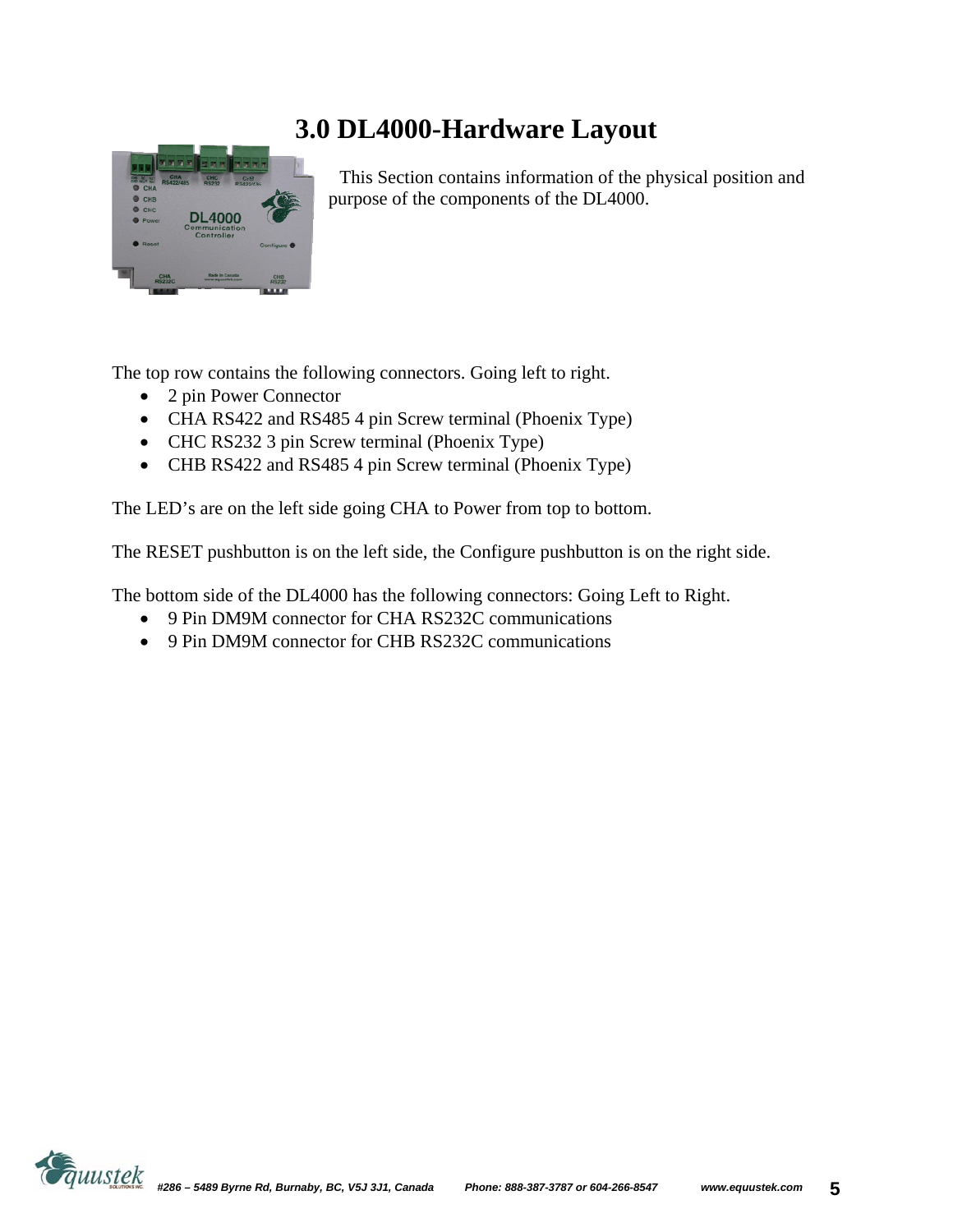# 3.0 DL4000-Hardware Layout

This Section contains information of the physical position and purpose of the components of the DL4000.

The top row contains the following connectors. Going left to right.

- 2 pin Power Connector
- CHA RS422 and RS485 4 pin Screw terminal (Phoenix Type)
- CHC RS232 3 pin Screw terminal (Phoenix Type)
- CHB RS422 and RS485 4 pin Screw terminal (Phoenix Type)

The LED's are on the left side going CHA to Power from top to bottom.

The RESET pushbutton is on the left side, the Configure pushbutton is on the right side.

The bottom side of the DL4000 has the following connectors: Going Left to Right.

- 9 Pin DM9M connector for CHA RS232C communications
- 9 Pin DM9M connector for CHB RS232C communications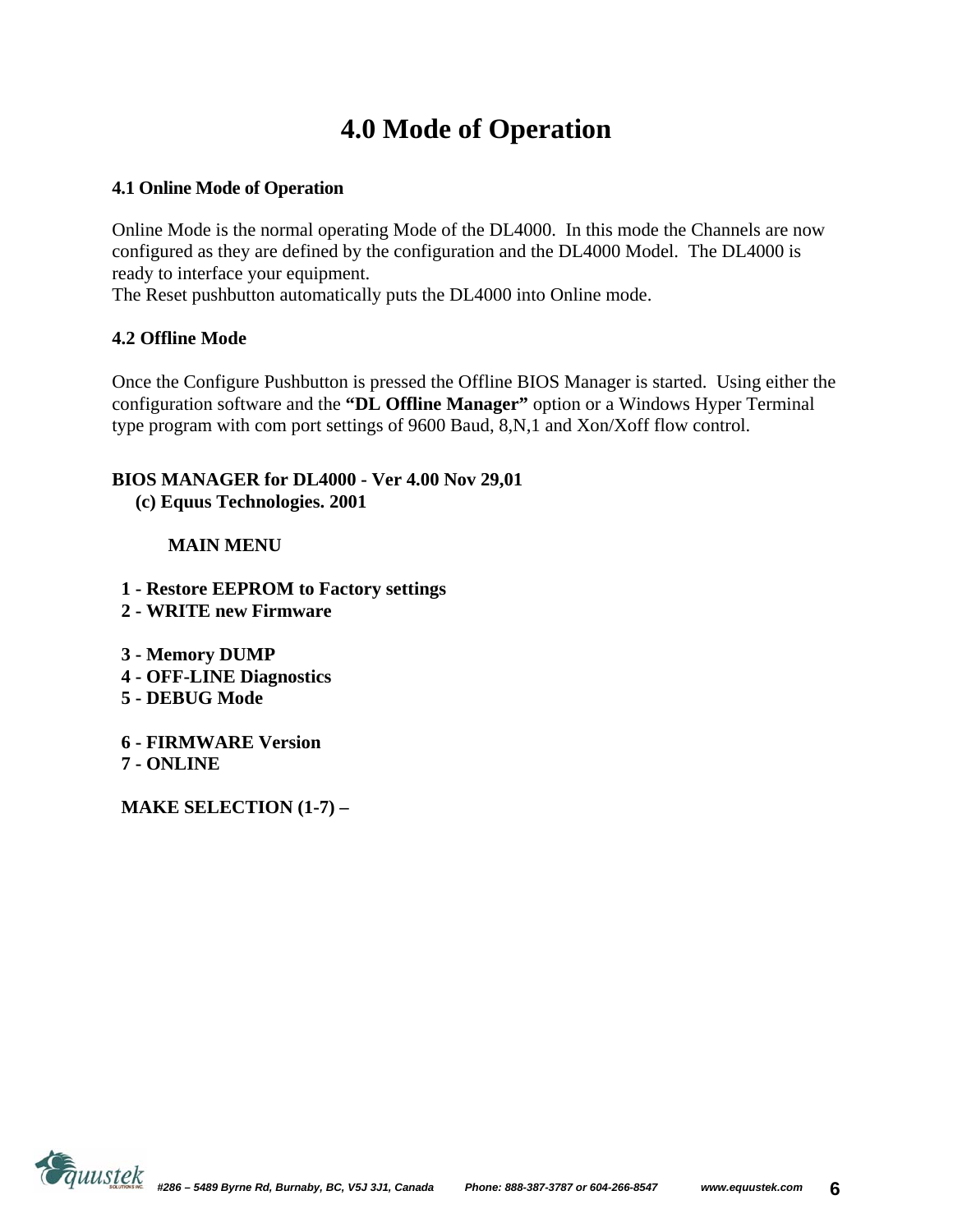# 4.0 Mode of Operation

### 4.1 Online Mode of Operation

Online Mode is the normal operating Mode of the DL4000. In this mode the Channels are now configured as they are defined by the configuration and the DL4000 Model. The DL4000 is ready to interface your equipment.
The Reset pushbutton automatically puts the DL4000 into Online mode.

### 4.2 Offline Mode

Once the Configure Pushbutton is pressed the Offline BIOS Manager is started. Using either the configuration software and the **"DL Offline Manager"** option or a Windows Hyper Terminal type program with com port settings of 9600 Baud, 8,N,1 and Xon/Xoff flow control.

**BIOS MANAGER for DL4000 - Ver 4.00 Nov 29,01**
**(c) Equus Technologies. 2001**

**MAIN MENU**

**1 - Restore EEPROM to Factory settings**
**2 - WRITE new Firmware**

**3 - Memory DUMP**
**4 - OFF-LINE Diagnostics**
**5 - DEBUG Mode**

**6 - FIRMWARE Version**
**7 - ONLINE**

**MAKE SELECTION (1-7) –**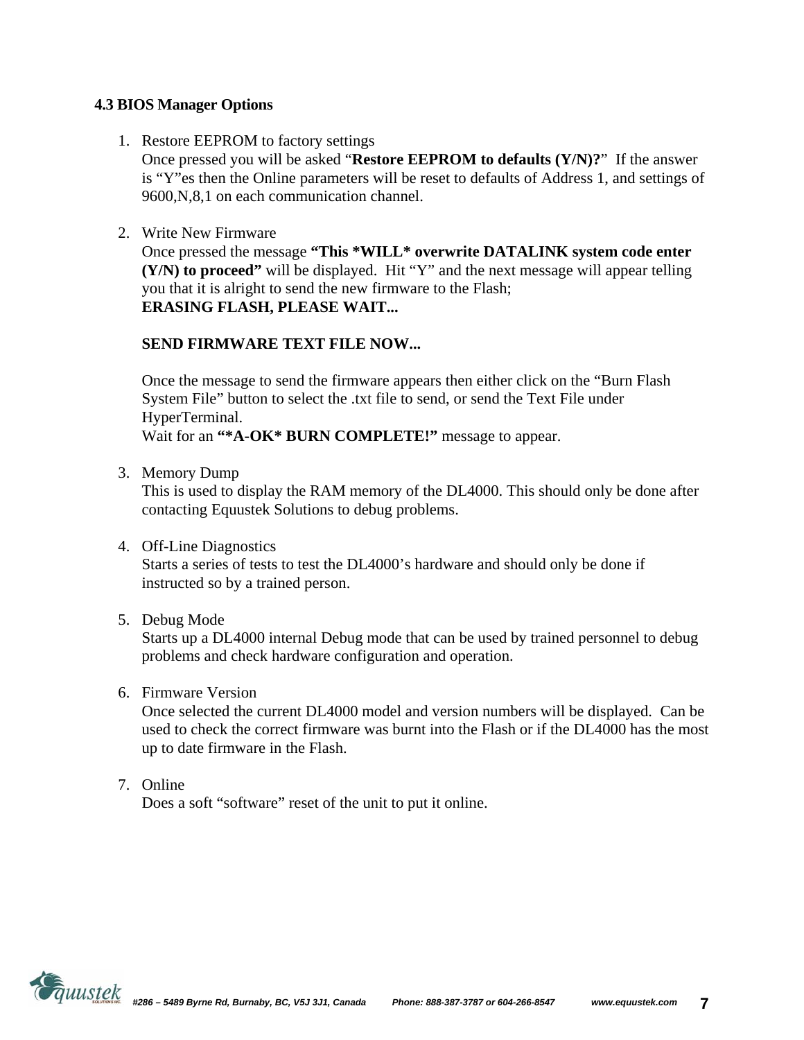### 4.3 BIOS Manager Options

1. Restore EEPROM to factory settings
   Once pressed you will be asked "**Restore EEPROM to defaults (Y/N)?**" If the answer is "Y"es then the Online parameters will be reset to defaults of Address 1, and settings of 9600,N,8,1 on each communication channel.

2. Write New Firmware
   Once pressed the message **"This *WILL* overwrite DATALINK system code enter (Y/N) to proceed"** will be displayed. Hit "Y" and the next message will appear telling you that it is alright to send the new firmware to the Flash;
   **ERASING FLASH, PLEASE WAIT...**

   **SEND FIRMWARE TEXT FILE NOW...**

   Once the message to send the firmware appears then either click on the "Burn Flash System File" button to select the .txt file to send, or send the Text File under HyperTerminal.
   Wait for an **"*A-OK* BURN COMPLETE!"** message to appear.

3. Memory Dump
   This is used to display the RAM memory of the DL4000. This should only be done after contacting Equustek Solutions to debug problems.

4. Off-Line Diagnostics
   Starts a series of tests to test the DL4000's hardware and should only be done if instructed so by a trained person.

5. Debug Mode
   Starts up a DL4000 internal Debug mode that can be used by trained personnel to debug problems and check hardware configuration and operation.

6. Firmware Version
   Once selected the current DL4000 model and version numbers will be displayed. Can be used to check the correct firmware was burnt into the Flash or if the DL4000 has the most up to date firmware in the Flash.

7. Online
   Does a soft "software" reset of the unit to put it online.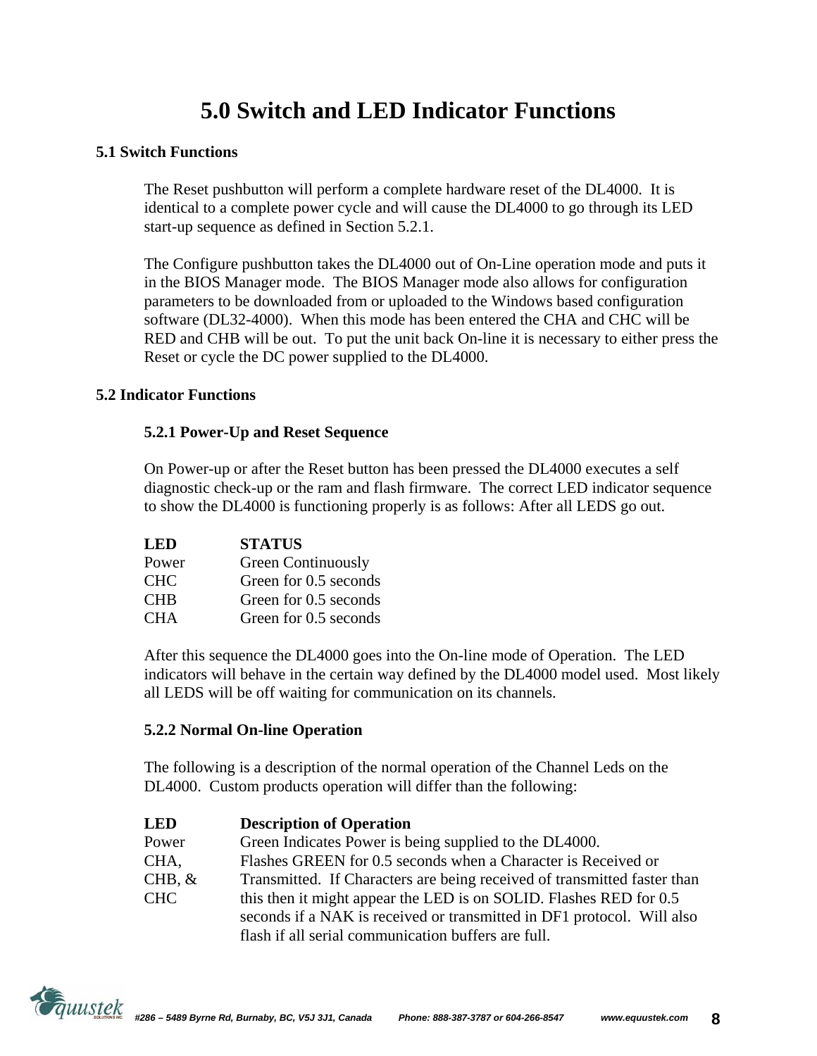# 5.0 Switch and LED Indicator Functions

## 5.1 Switch Functions

The Reset pushbutton will perform a complete hardware reset of the DL4000. It is identical to a complete power cycle and will cause the DL4000 to go through its LED start-up sequence as defined in Section 5.2.1.

The Configure pushbutton takes the DL4000 out of On-Line operation mode and puts it in the BIOS Manager mode. The BIOS Manager mode also allows for configuration parameters to be downloaded from or uploaded to the Windows based configuration software (DL32-4000). When this mode has been entered the CHA and CHC will be RED and CHB will be out. To put the unit back On-line it is necessary to either press the Reset or cycle the DC power supplied to the DL4000.

## 5.2 Indicator Functions

### 5.2.1 Power-Up and Reset Sequence

On Power-up or after the Reset button has been pressed the DL4000 executes a self diagnostic check-up or the ram and flash firmware. The correct LED indicator sequence to show the DL4000 is functioning properly is as follows: After all LEDS go out.

| LED | STATUS |
|---|---|
| Power | Green Continuously |
| CHC | Green for 0.5 seconds |
| CHB | Green for 0.5 seconds |
| CHA | Green for 0.5 seconds |

After this sequence the DL4000 goes into the On-line mode of Operation. The LED indicators will behave in the certain way defined by the DL4000 model used. Most likely all LEDS will be off waiting for communication on its channels.

### 5.2.2 Normal On-line Operation

The following is a description of the normal operation of the Channel Leds on the DL4000. Custom products operation will differ than the following:

| LED | Description of Operation |
|---|---|
| Power | Green Indicates Power is being supplied to the DL4000. |
| CHA, CHB, & CHC | Flashes GREEN for 0.5 seconds when a Character is Received or Transmitted. If Characters are being received of transmitted faster than this then it might appear the LED is on SOLID. Flashes RED for 0.5 seconds if a NAK is received or transmitted in DF1 protocol. Will also flash if all serial communication buffers are full. |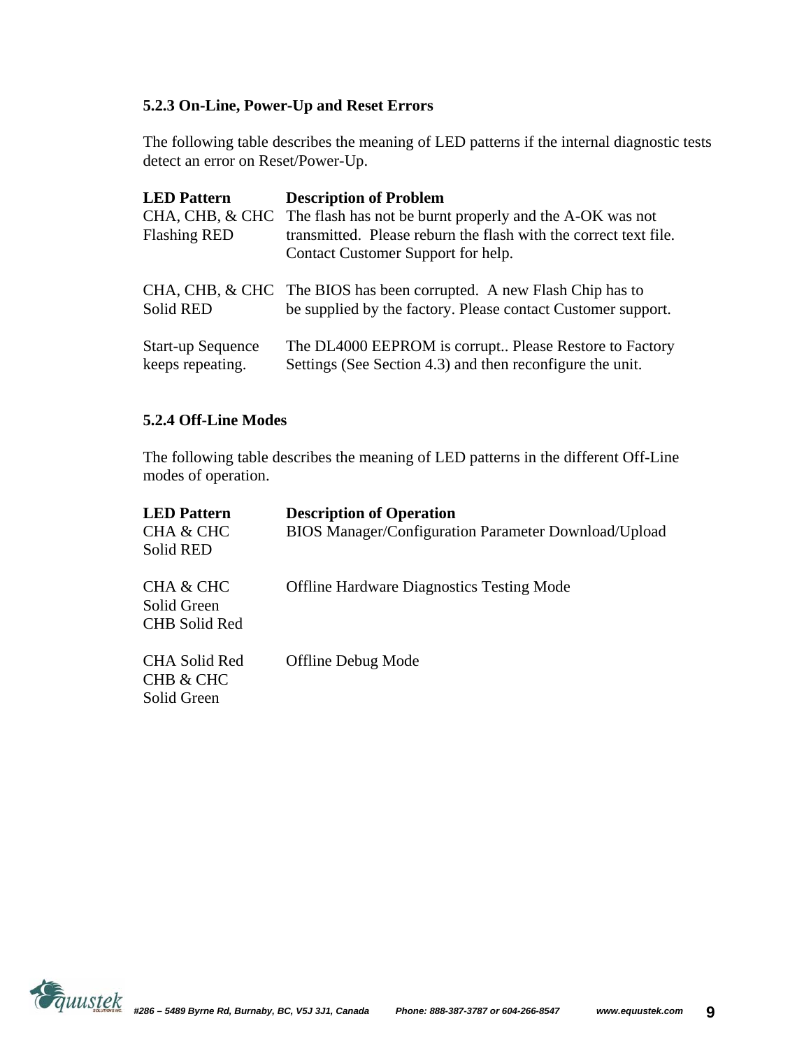### 5.2.3 On-Line, Power-Up and Reset Errors

The following table describes the meaning of LED patterns if the internal diagnostic tests detect an error on Reset/Power-Up.

| LED Pattern | Description of Problem |
|---|---|
| CHA, CHB, & CHC Flashing RED | The flash has not be burnt properly and the A-OK was not transmitted. Please reburn the flash with the correct text file. Contact Customer Support for help. |
| CHA, CHB, & CHC Solid RED | The BIOS has been corrupted. A new Flash Chip has to be supplied by the factory. Please contact Customer support. |
| Start-up Sequence keeps repeating. | The DL4000 EEPROM is corrupt.. Please Restore to Factory Settings (See Section 4.3) and then reconfigure the unit. |

### 5.2.4 Off-Line Modes

The following table describes the meaning of LED patterns in the different Off-Line modes of operation.

| LED Pattern | Description of Operation |
|---|---|
| CHA & CHC Solid RED | BIOS Manager/Configuration Parameter Download/Upload |
| CHA & CHC Solid Green CHB Solid Red | Offline Hardware Diagnostics Testing Mode |
| CHA Solid Red CHB & CHC Solid Green | Offline Debug Mode |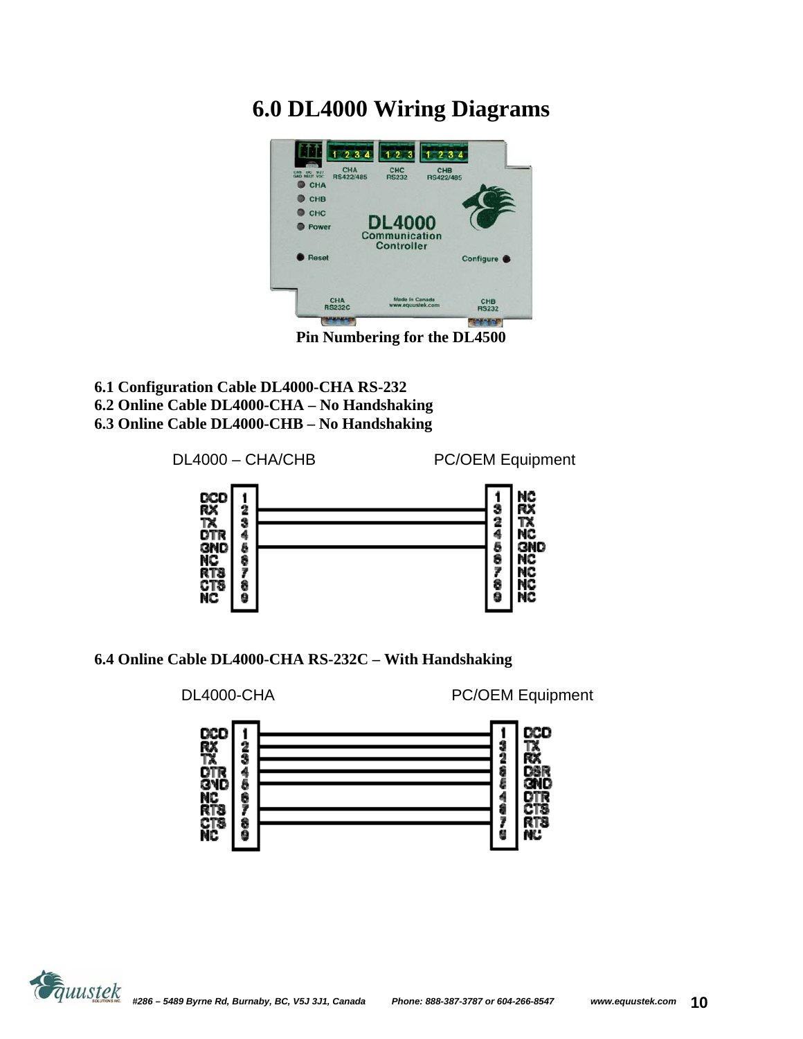# 6.0 DL4000 Wiring Diagrams

Pin Numbering for the DL4500

**6.1 Configuration Cable DL4000-CHA RS-232**
**6.2 Online Cable DL4000-CHA – No Handshaking**
**6.3 Online Cable DL4000-CHB – No Handshaking**

| DL4000 – CHA/CHB | Pin | | Pin | PC/OEM Equipment |
|---|---|---|---|---|
| DCD | 1 | | 1 | NC |
| RX | 2 | ——— | 3 | RX |
| TX | 3 | ——— | 2 | TX |
| DTR | 4 | | 4 | NC |
| GND | 5 | ——— | 5 | GND |
| NC | 6 | | 6 | NC |
| RTS | 7 | | 7 | NC |
| CTS | 8 | | 8 | NC |
| NC | 9 | | 9 | NC |

**6.4 Online Cable DL4000-CHA RS-232C – With Handshaking**

| DL4000-CHA | Pin | | Pin | PC/OEM Equipment |
|---|---|---|---|---|
| DCD | 1 | ——— | 1 | DCD |
| RX | 2 | ——— | 3 | TX |
| TX | 3 | ——— | 2 | RX |
| DTR | 4 | ——— | 6 | DSR |
| GND | 5 | ——— | 5 | GND |
| NC | 6 | ——— | 4 | DTR |
| RTS | 7 | ——— | 8 | CTS |
| CTS | 8 | ——— | 7 | RTS |
| NC | 9 | | 9 | NC |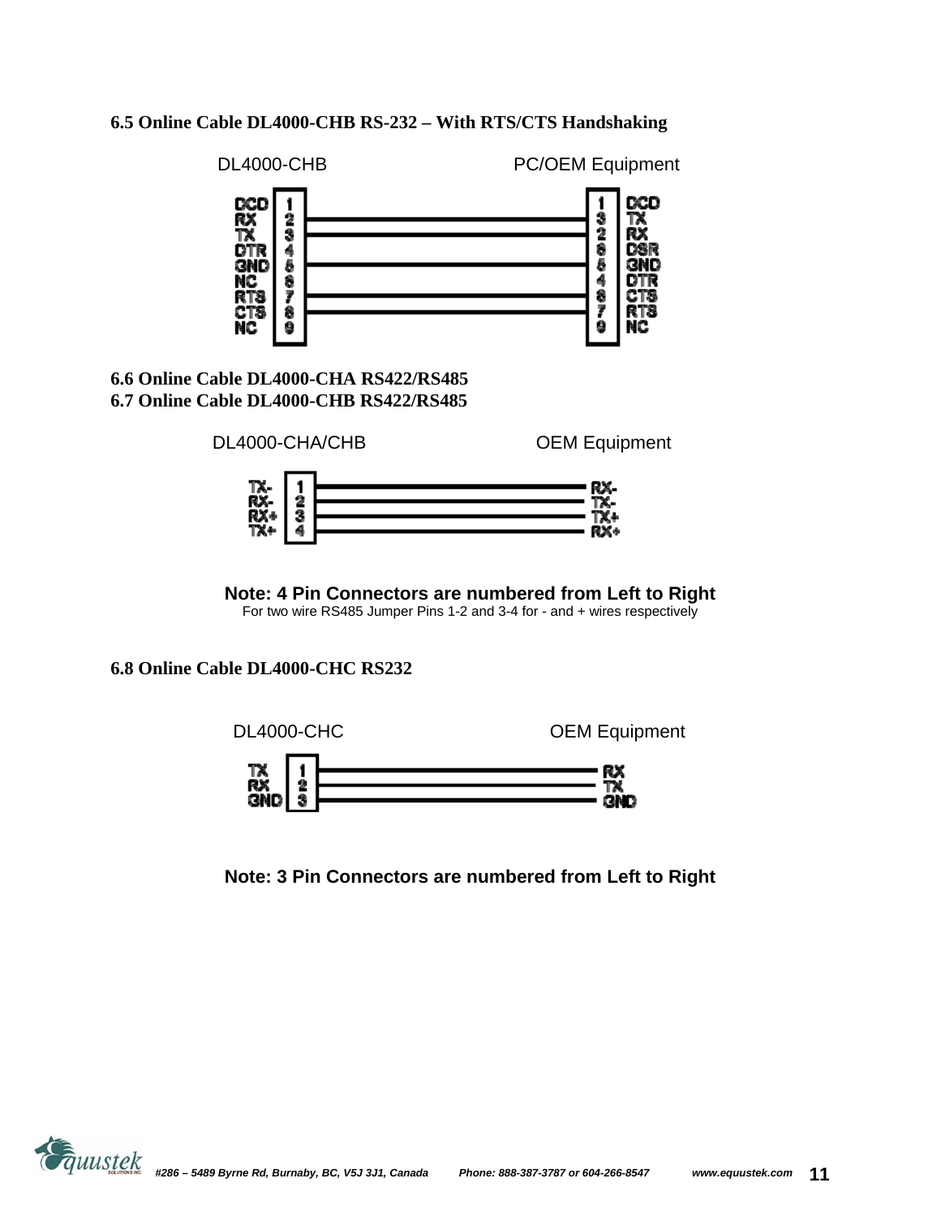### 6.5 Online Cable DL4000-CHB RS-232 – With RTS/CTS Handshaking

| DL4000-CHB | Pin | | Pin | PC/OEM Equipment |
|---|---|---|---|---|
| DCD | 1 | | 1 | DCD |
| RX | 2 | ——— | 3 | TX |
| TX | 3 | ——— | 2 | RX |
| DTR | 4 | | 6 | DSR |
| GND | 5 | ——— | 5 | GND |
| NC | 6 | | 4 | DTR |
| RTS | 7 | ——— | 8 | CTS |
| CTS | 8 | ——— | 7 | RTS |
| NC | 9 | | 9 | NC |

### 6.6 Online Cable DL4000-CHA RS422/RS485
### 6.7 Online Cable DL4000-CHB RS422/RS485

| DL4000-CHA/CHB | Pin | | OEM Equipment |
|---|---|---|---|
| TX- | 1 | ——— | RX- |
| RX- | 2 | ——— | TX- |
| RX+ | 3 | ——— | TX+ |
| TX+ | 4 | ——— | RX+ |

**Note: 4 Pin Connectors are numbered from Left to Right**

For two wire RS485 Jumper Pins 1-2 and 3-4 for - and + wires respectively

### 6.8 Online Cable DL4000-CHC RS232

| DL4000-CHC | Pin | | OEM Equipment |
|---|---|---|---|
| TX | 1 | ——— | RX |
| RX | 2 | ——— | TX |
| GND | 3 | ——— | GND |

**Note: 3 Pin Connectors are numbered from Left to Right**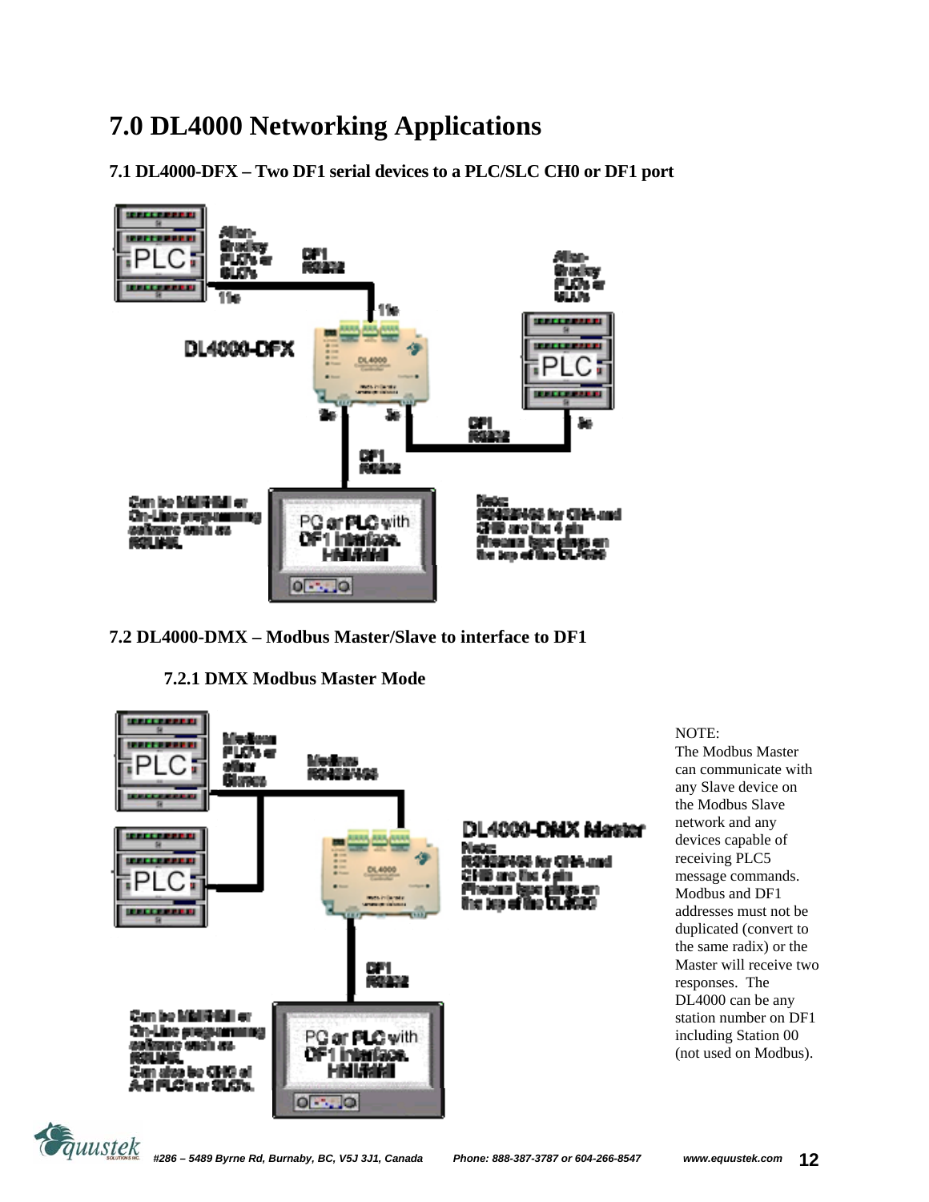# 7.0 DL4000 Networking Applications

## 7.1 DL4000-DFX – Two DF1 serial devices to a PLC/SLC CH0 or DF1 port

## 7.2 DL4000-DMX – Modbus Master/Slave to interface to DF1

### 7.2.1 DMX Modbus Master Mode

NOTE:
The Modbus Master can communicate with any Slave device on the Modbus Slave network and any devices capable of receiving PLC5 message commands. Modbus and DF1 addresses must not be duplicated (convert to the same radix) or the Master will receive two responses. The DL4000 can be any station number on DF1 including Station 00 (not used on Modbus).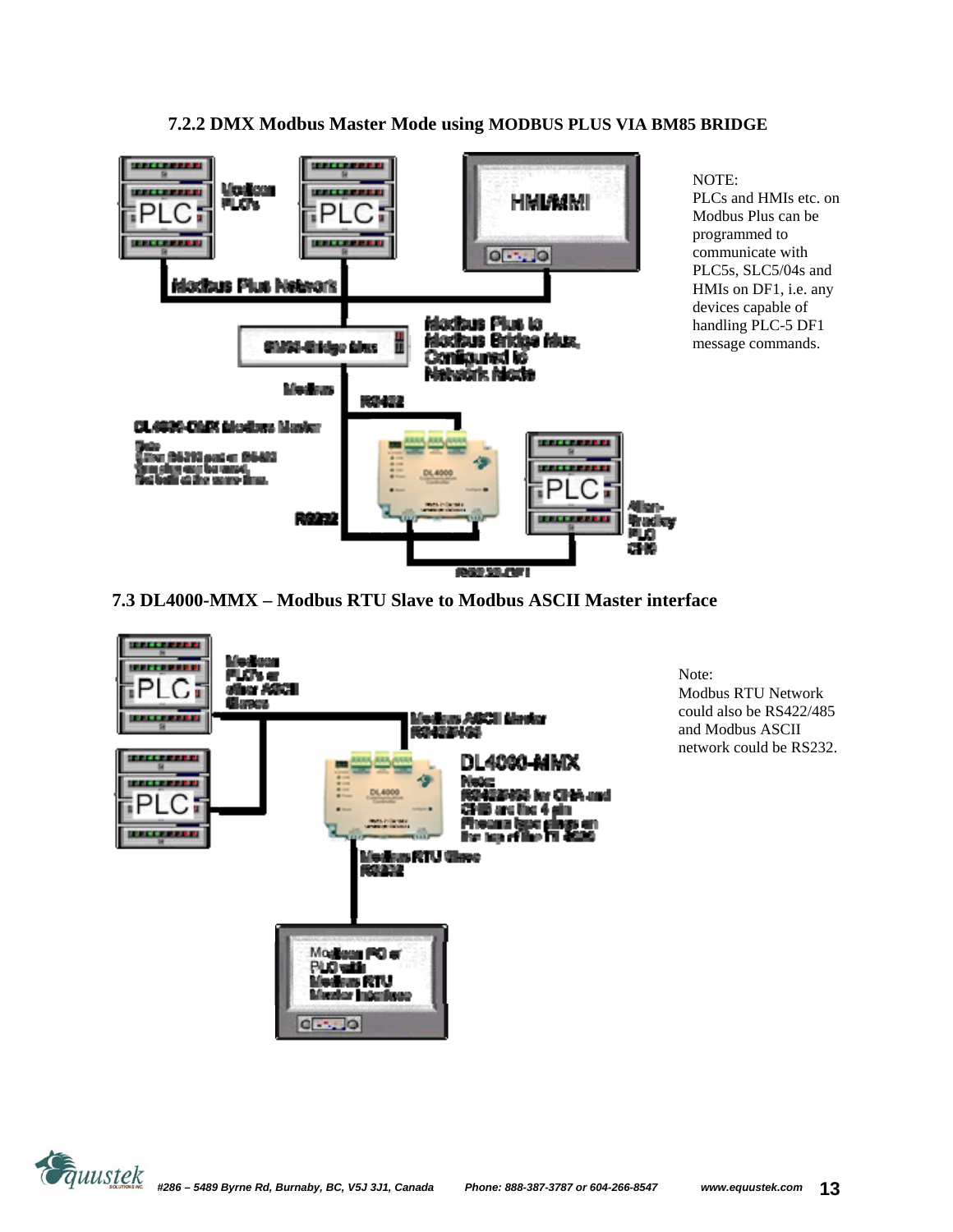### 7.2.2 DMX Modbus Master Mode using MODBUS PLUS VIA BM85 BRIDGE

NOTE:
PLCs and HMIs etc. on Modbus Plus can be programmed to communicate with PLC5s, SLC5/04s and HMIs on DF1, i.e. any devices capable of handling PLC-5 DF1 message commands.

### 7.3 DL4000-MMX – Modbus RTU Slave to Modbus ASCII Master interface

Note:
Modbus RTU Network could also be RS422/485 and Modbus ASCII network could be RS232.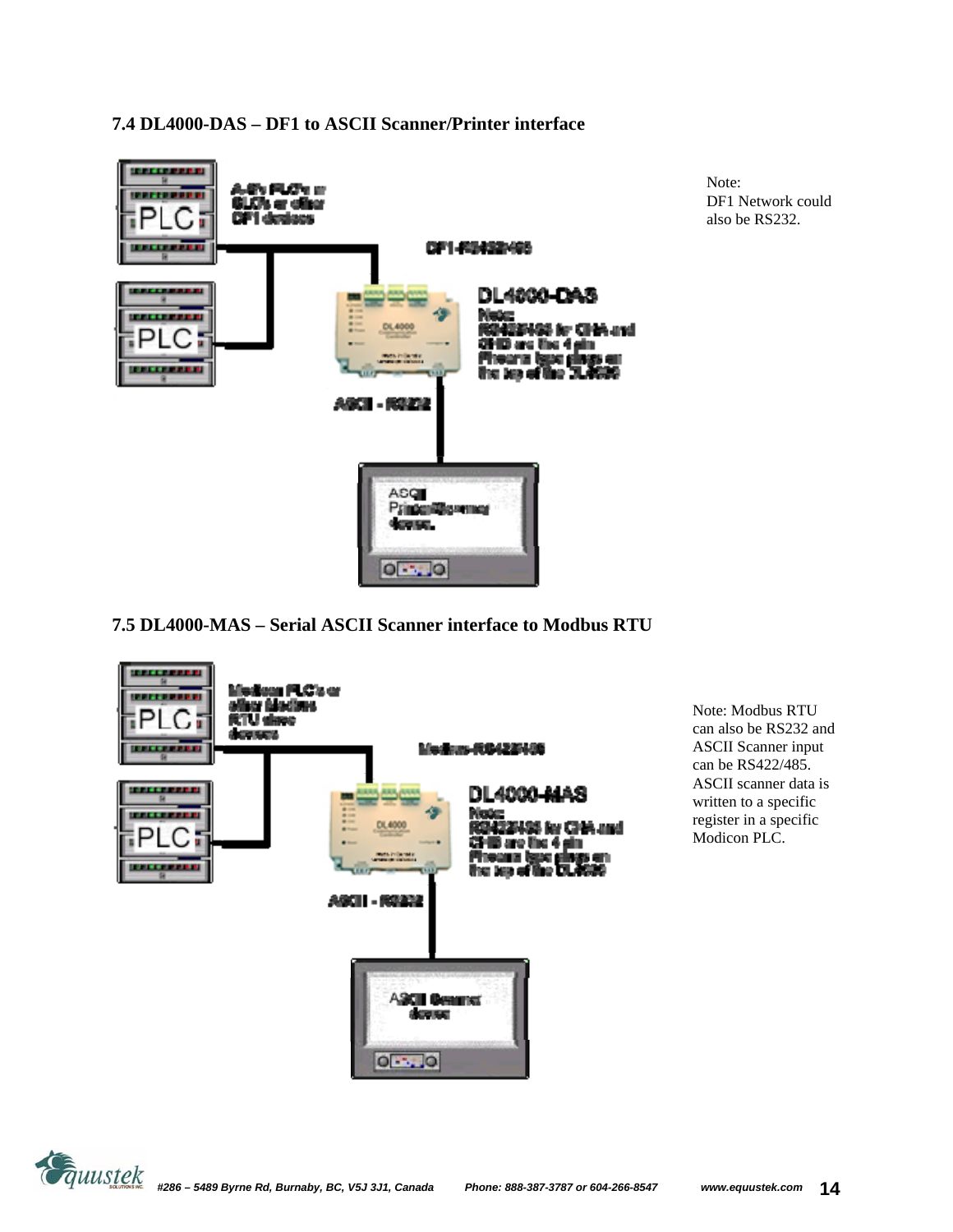## 7.4 DL4000-DAS – DF1 to ASCII Scanner/Printer interface

Note:
DF1 Network could also be RS232.

## 7.5 DL4000-MAS – Serial ASCII Scanner interface to Modbus RTU

Note: Modbus RTU can also be RS232 and ASCII Scanner input can be RS422/485. ASCII scanner data is written to a specific register in a specific Modicon PLC.